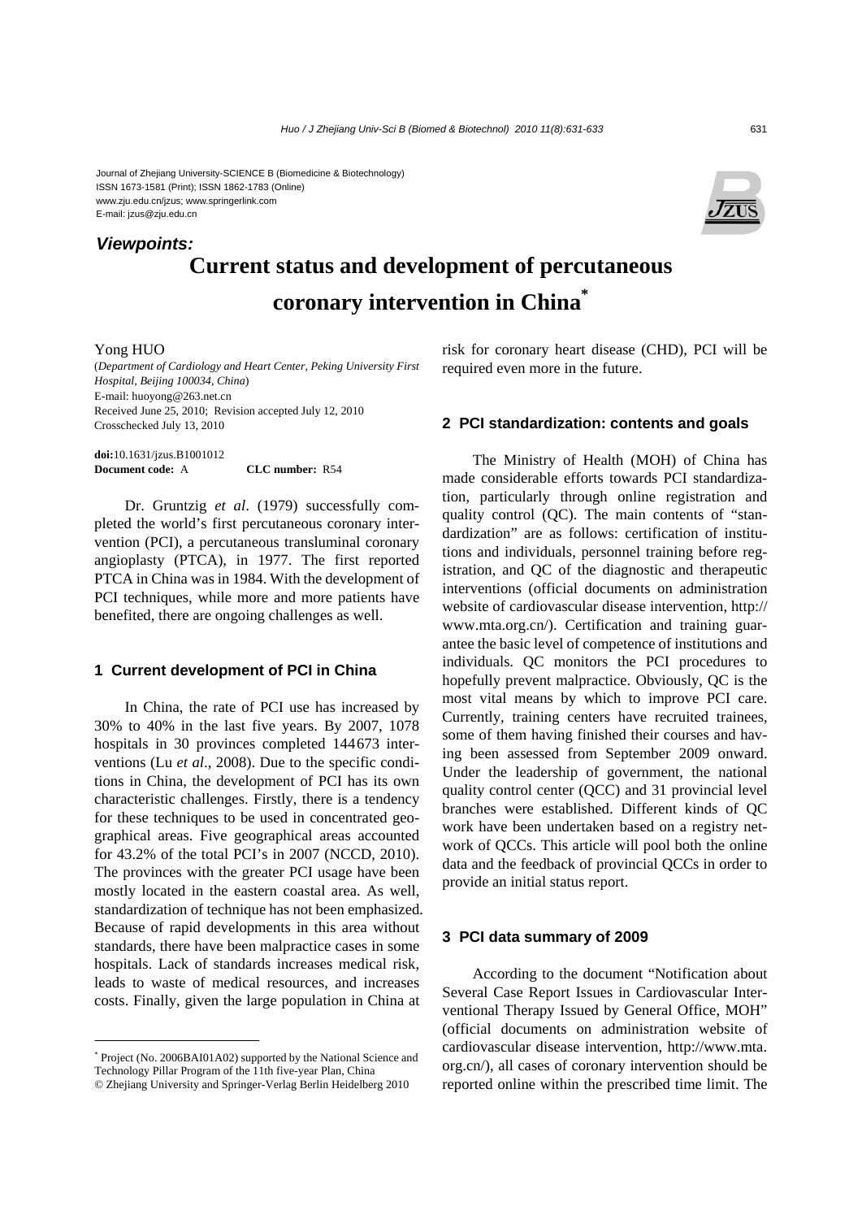Journal of Zhejiang University-SCIENCE B (Biomedicine & Biotechnology)
ISSN 1673-1581 (Print); ISSN 1862-1783 (Online)
www.zju.edu.cn/jzus; www.springerlink.com
E-mail: jzus@zju.edu.cn

***Viewpoints:***

# Current status and development of percutaneous coronary intervention in China*

Yong HUO

(*Department of Cardiology and Heart Center, Peking University First Hospital, Beijing 100034, China*)
E-mail: huoyong@263.net.cn
Received June 25, 2010; Revision accepted July 12, 2010
Crosschecked July 13, 2010

**doi:**10.1631/jzus.B1001012
**Document code:** A **CLC number:** R54

Dr. Gruntzig *et al*. (1979) successfully completed the world's first percutaneous coronary intervention (PCI), a percutaneous transluminal coronary angioplasty (PTCA), in 1977. The first reported PTCA in China was in 1984. With the development of PCI techniques, while more and more patients have benefited, there are ongoing challenges as well.

## 1 Current development of PCI in China

In China, the rate of PCI use has increased by 30% to 40% in the last five years. By 2007, 1078 hospitals in 30 provinces completed 144673 interventions (Lu *et al*., 2008). Due to the specific conditions in China, the development of PCI has its own characteristic challenges. Firstly, there is a tendency for these techniques to be used in concentrated geographical areas. Five geographical areas accounted for 43.2% of the total PCI's in 2007 (NCCD, 2010). The provinces with the greater PCI usage have been mostly located in the eastern coastal area. As well, standardization of technique has not been emphasized. Because of rapid developments in this area without standards, there have been malpractice cases in some hospitals. Lack of standards increases medical risk, leads to waste of medical resources, and increases costs. Finally, given the large population in China at risk for coronary heart disease (CHD), PCI will be required even more in the future.

## 2 PCI standardization: contents and goals

The Ministry of Health (MOH) of China has made considerable efforts towards PCI standardization, particularly through online registration and quality control (QC). The main contents of "standardization" are as follows: certification of institutions and individuals, personnel training before registration, and QC of the diagnostic and therapeutic interventions (official documents on administration website of cardiovascular disease intervention, http://www.mta.org.cn/). Certification and training guarantee the basic level of competence of institutions and individuals. QC monitors the PCI procedures to hopefully prevent malpractice. Obviously, QC is the most vital means by which to improve PCI care. Currently, training centers have recruited trainees, some of them having finished their courses and having been assessed from September 2009 onward. Under the leadership of government, the national quality control center (QCC) and 31 provincial level branches were established. Different kinds of QC work have been undertaken based on a registry network of QCCs. This article will pool both the online data and the feedback of provincial QCCs in order to provide an initial status report.

## 3 PCI data summary of 2009

According to the document "Notification about Several Case Report Issues in Cardiovascular Interventional Therapy Issued by General Office, MOH" (official documents on administration website of cardiovascular disease intervention, http://www.mta.org.cn/), all cases of coronary intervention should be reported online within the prescribed time limit. The

---

* Project (No. 2006BAI01A02) supported by the National Science and Technology Pillar Program of the 11th five-year Plan, China
© Zhejiang University and Springer-Verlag Berlin Heidelberg 2010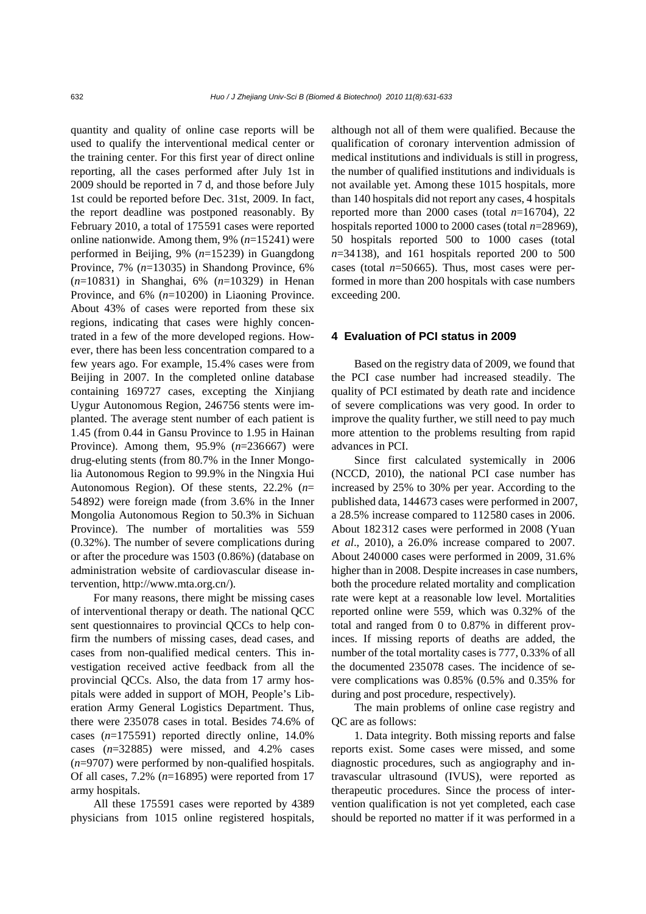quantity and quality of online case reports will be used to qualify the interventional medical center or the training center. For this first year of direct online reporting, all the cases performed after July 1st in 2009 should be reported in 7 d, and those before July 1st could be reported before Dec. 31st, 2009. In fact, the report deadline was postponed reasonably. By February 2010, a total of 175591 cases were reported online nationwide. Among them, 9% (*n*=15241) were performed in Beijing, 9% (*n*=15239) in Guangdong Province, 7% (*n*=13035) in Shandong Province, 6% (*n*=10831) in Shanghai, 6% (*n*=10329) in Henan Province, and 6% (*n*=10200) in Liaoning Province. About 43% of cases were reported from these six regions, indicating that cases were highly concentrated in a few of the more developed regions. However, there has been less concentration compared to a few years ago. For example, 15.4% cases were from Beijing in 2007. In the completed online database containing 169727 cases, excepting the Xinjiang Uygur Autonomous Region, 246756 stents were implanted. The average stent number of each patient is 1.45 (from 0.44 in Gansu Province to 1.95 in Hainan Province). Among them, 95.9% (*n*=236667) were drug-eluting stents (from 80.7% in the Inner Mongolia Autonomous Region to 99.9% in the Ningxia Hui Autonomous Region). Of these stents, 22.2% (*n*=54892) were foreign made (from 3.6% in the Inner Mongolia Autonomous Region to 50.3% in Sichuan Province). The number of mortalities was 559 (0.32%). The number of severe complications during or after the procedure was 1503 (0.86%) (database on administration website of cardiovascular disease intervention, http://www.mta.org.cn/).

For many reasons, there might be missing cases of interventional therapy or death. The national QCC sent questionnaires to provincial QCCs to help confirm the numbers of missing cases, dead cases, and cases from non-qualified medical centers. This investigation received active feedback from all the provincial QCCs. Also, the data from 17 army hospitals were added in support of MOH, People's Liberation Army General Logistics Department. Thus, there were 235078 cases in total. Besides 74.6% of cases (*n*=175591) reported directly online, 14.0% cases (*n*=32885) were missed, and 4.2% cases (*n*=9707) were performed by non-qualified hospitals. Of all cases, 7.2% (*n*=16895) were reported from 17 army hospitals.

All these 175591 cases were reported by 4389 physicians from 1015 online registered hospitals, although not all of them were qualified. Because the qualification of coronary intervention admission of medical institutions and individuals is still in progress, the number of qualified institutions and individuals is not available yet. Among these 1015 hospitals, more than 140 hospitals did not report any cases, 4 hospitals reported more than 2000 cases (total *n*=16704), 22 hospitals reported 1000 to 2000 cases (total *n*=28969), 50 hospitals reported 500 to 1000 cases (total *n*=34138), and 161 hospitals reported 200 to 500 cases (total *n*=50665). Thus, most cases were performed in more than 200 hospitals with case numbers exceeding 200.

## 4 Evaluation of PCI status in 2009

Based on the registry data of 2009, we found that the PCI case number had increased steadily. The quality of PCI estimated by death rate and incidence of severe complications was very good. In order to improve the quality further, we still need to pay much more attention to the problems resulting from rapid advances in PCI.

Since first calculated systemically in 2006 (NCCD, 2010), the national PCI case number has increased by 25% to 30% per year. According to the published data, 144673 cases were performed in 2007, a 28.5% increase compared to 112580 cases in 2006. About 182312 cases were performed in 2008 (Yuan *et al*., 2010), a 26.0% increase compared to 2007. About 240000 cases were performed in 2009, 31.6% higher than in 2008. Despite increases in case numbers, both the procedure related mortality and complication rate were kept at a reasonable low level. Mortalities reported online were 559, which was 0.32% of the total and ranged from 0 to 0.87% in different provinces. If missing reports of deaths are added, the number of the total mortality cases is 777, 0.33% of all the documented 235078 cases. The incidence of severe complications was 0.85% (0.5% and 0.35% for during and post procedure, respectively).

The main problems of online case registry and QC are as follows:

1. Data integrity. Both missing reports and false reports exist. Some cases were missed, and some diagnostic procedures, such as angiography and intravascular ultrasound (IVUS), were reported as therapeutic procedures. Since the process of intervention qualification is not yet completed, each case should be reported no matter if it was performed in a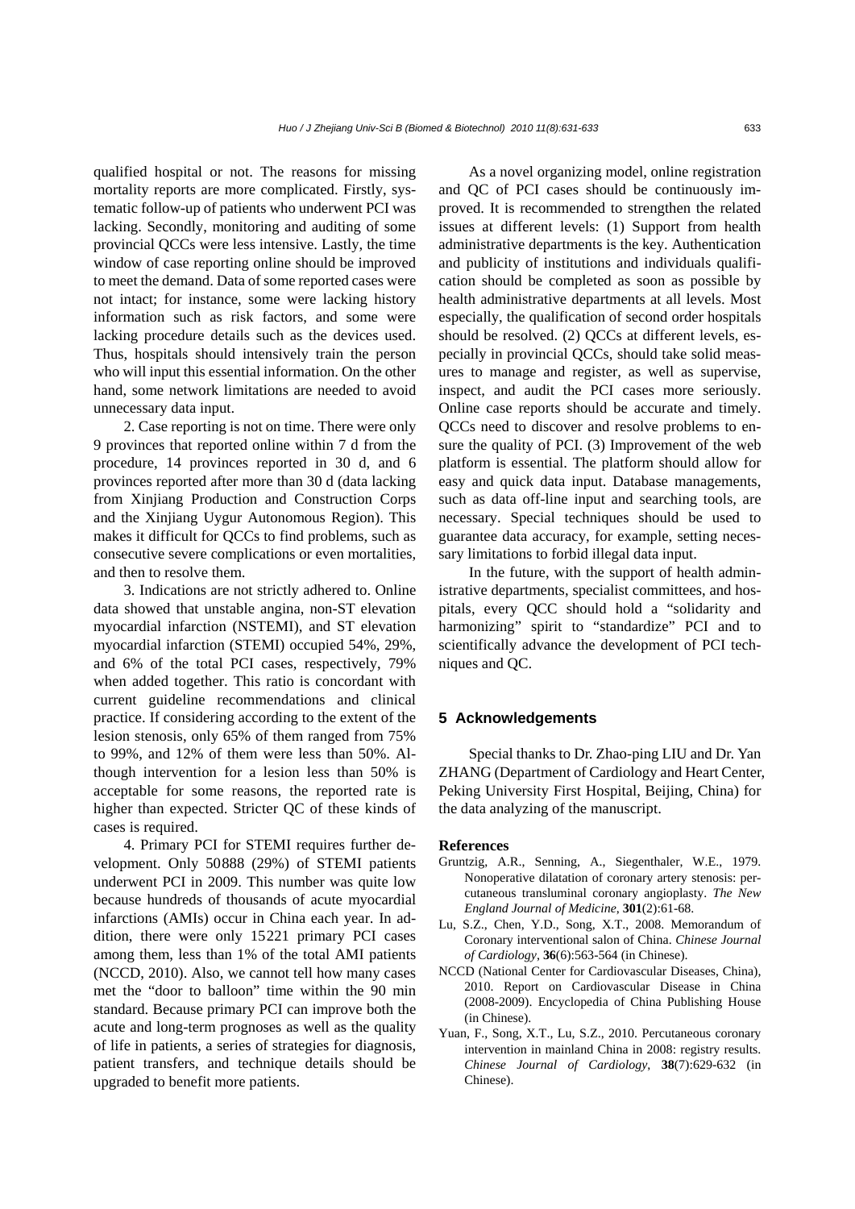qualified hospital or not. The reasons for missing mortality reports are more complicated. Firstly, systematic follow-up of patients who underwent PCI was lacking. Secondly, monitoring and auditing of some provincial QCCs were less intensive. Lastly, the time window of case reporting online should be improved to meet the demand. Data of some reported cases were not intact; for instance, some were lacking history information such as risk factors, and some were lacking procedure details such as the devices used. Thus, hospitals should intensively train the person who will input this essential information. On the other hand, some network limitations are needed to avoid unnecessary data input.

2. Case reporting is not on time. There were only 9 provinces that reported online within 7 d from the procedure, 14 provinces reported in 30 d, and 6 provinces reported after more than 30 d (data lacking from Xinjiang Production and Construction Corps and the Xinjiang Uygur Autonomous Region). This makes it difficult for QCCs to find problems, such as consecutive severe complications or even mortalities, and then to resolve them.

3. Indications are not strictly adhered to. Online data showed that unstable angina, non-ST elevation myocardial infarction (NSTEMI), and ST elevation myocardial infarction (STEMI) occupied 54%, 29%, and 6% of the total PCI cases, respectively, 79% when added together. This ratio is concordant with current guideline recommendations and clinical practice. If considering according to the extent of the lesion stenosis, only 65% of them ranged from 75% to 99%, and 12% of them were less than 50%. Although intervention for a lesion less than 50% is acceptable for some reasons, the reported rate is higher than expected. Stricter QC of these kinds of cases is required.

4. Primary PCI for STEMI requires further development. Only 50888 (29%) of STEMI patients underwent PCI in 2009. This number was quite low because hundreds of thousands of acute myocardial infarctions (AMIs) occur in China each year. In addition, there were only 15221 primary PCI cases among them, less than 1% of the total AMI patients (NCCD, 2010). Also, we cannot tell how many cases met the "door to balloon" time within the 90 min standard. Because primary PCI can improve both the acute and long-term prognoses as well as the quality of life in patients, a series of strategies for diagnosis, patient transfers, and technique details should be upgraded to benefit more patients.

As a novel organizing model, online registration and QC of PCI cases should be continuously improved. It is recommended to strengthen the related issues at different levels: (1) Support from health administrative departments is the key. Authentication and publicity of institutions and individuals qualification should be completed as soon as possible by health administrative departments at all levels. Most especially, the qualification of second order hospitals should be resolved. (2) QCCs at different levels, especially in provincial QCCs, should take solid measures to manage and register, as well as supervise, inspect, and audit the PCI cases more seriously. Online case reports should be accurate and timely. QCCs need to discover and resolve problems to ensure the quality of PCI. (3) Improvement of the web platform is essential. The platform should allow for easy and quick data input. Database managements, such as data off-line input and searching tools, are necessary. Special techniques should be used to guarantee data accuracy, for example, setting necessary limitations to forbid illegal data input.

In the future, with the support of health administrative departments, specialist committees, and hospitals, every QCC should hold a "solidarity and harmonizing" spirit to "standardize" PCI and to scientifically advance the development of PCI techniques and QC.

## 5 Acknowledgements

Special thanks to Dr. Zhao-ping LIU and Dr. Yan ZHANG (Department of Cardiology and Heart Center, Peking University First Hospital, Beijing, China) for the data analyzing of the manuscript.

**References**

Gruntzig, A.R., Senning, A., Siegenthaler, W.E., 1979. Nonoperative dilatation of coronary artery stenosis: percutaneous transluminal coronary angioplasty. *The New England Journal of Medicine*, **301**(2):61-68.

Lu, S.Z., Chen, Y.D., Song, X.T., 2008. Memorandum of Coronary interventional salon of China. *Chinese Journal of Cardiology*, **36**(6):563-564 (in Chinese).

NCCD (National Center for Cardiovascular Diseases, China), 2010. Report on Cardiovascular Disease in China (2008-2009). Encyclopedia of China Publishing House (in Chinese).

Yuan, F., Song, X.T., Lu, S.Z., 2010. Percutaneous coronary intervention in mainland China in 2008: registry results. *Chinese Journal of Cardiology*, **38**(7):629-632 (in Chinese).